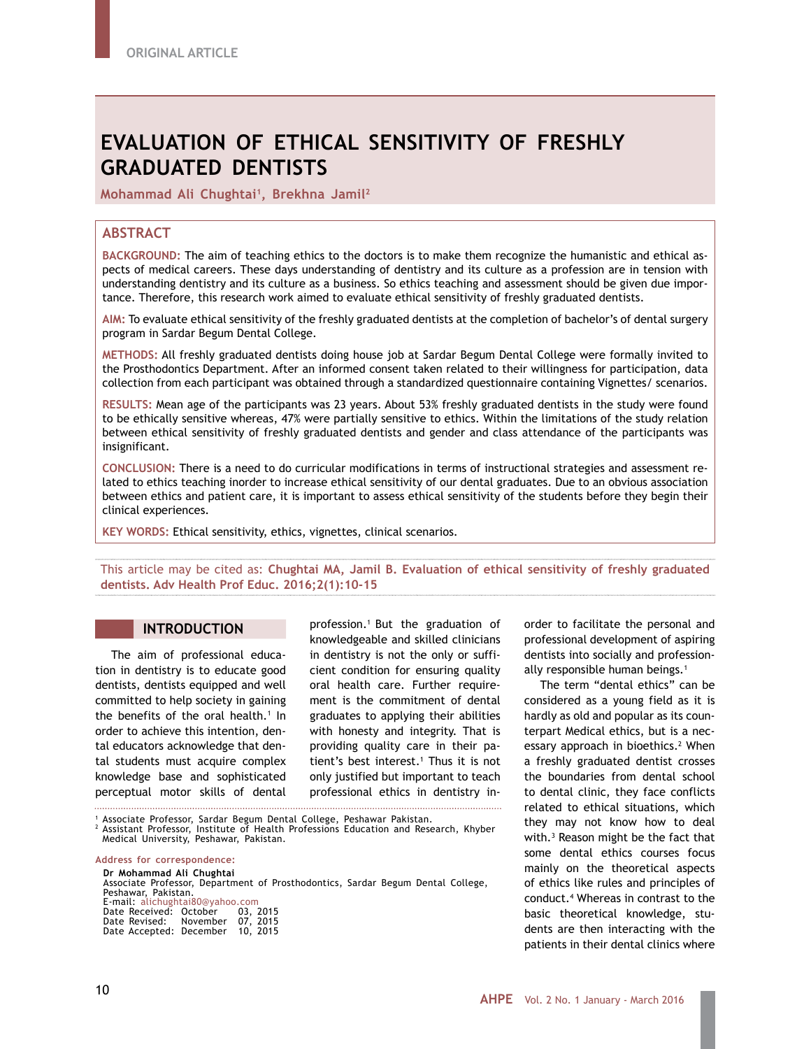ORIGINAL ARTICLE

# EVALUATION OF ETHICAL SENSITIVITY OF FRESHLY GRADUATED DENTISTS

**Mohammad Ali Chughtai[1], Brekhna Jamil[2]**

## ABSTRACT

**BACKGROUND:** The aim of teaching ethics to the doctors is to make them recognize the humanistic and ethical aspects of medical careers. These days understanding of dentistry and its culture as a profession are in tension with understanding dentistry and its culture as a business. So ethics teaching and assessment should be given due importance. Therefore, this research work aimed to evaluate ethical sensitivity of freshly graduated dentists.

**AIM:** To evaluate ethical sensitivity of the freshly graduated dentists at the completion of bachelor's of dental surgery program in Sardar Begum Dental College.

**METHODS:** All freshly graduated dentists doing house job at Sardar Begum Dental College were formally invited to the Prosthodontics Department. After an informed consent taken related to their willingness for participation, data collection from each participant was obtained through a standardized questionnaire containing Vignettes/ scenarios.

**RESULTS:** Mean age of the participants was 23 years. About 53% freshly graduated dentists in the study were found to be ethically sensitive whereas, 47% were partially sensitive to ethics. Within the limitations of the study relation between ethical sensitivity of freshly graduated dentists and gender and class attendance of the participants was insignificant.

**CONCLUSION:** There is a need to do curricular modifications in terms of instructional strategies and assessment related to ethics teaching inorder to increase ethical sensitivity of our dental graduates. Due to an obvious association between ethics and patient care, it is important to assess ethical sensitivity of the students before they begin their clinical experiences.

**KEY WORDS:** Ethical sensitivity, ethics, vignettes, clinical scenarios.

This article may be cited as: **Chughtai MA, Jamil B. Evaluation of ethical sensitivity of freshly graduated dentists. Adv Health Prof Educ. 2016;2(1):10-15**

## INTRODUCTION

The aim of professional education in dentistry is to educate good dentists, dentists equipped and well committed to help society in gaining the benefits of the oral health.[1] In order to achieve this intention, dental educators acknowledge that dental students must acquire complex knowledge base and sophisticated perceptual motor skills of dental profession.[1] But the graduation of knowledgeable and skilled clinicians in dentistry is not the only or sufficient condition for ensuring quality oral health care. Further requirement is the commitment of dental graduates to applying their abilities with honesty and integrity. That is providing quality care in their patient's best interest.[1] Thus it is not only justified but important to teach professional ethics in dentistry in order to facilitate the personal and professional development of aspiring dentists into socially and professionally responsible human beings.[1]

The term "dental ethics" can be considered as a young field as it is hardly as old and popular as its counterpart Medical ethics, but is a necessary approach in bioethics.[2] When a freshly graduated dentist crosses the boundaries from dental school to dental clinic, they face conflicts related to ethical situations, which they may not know how to deal with.[3] Reason might be the fact that some dental ethics courses focus mainly on the theoretical aspects of ethics like rules and principles of conduct.[4] Whereas in contrast to the basic theoretical knowledge, students are then interacting with the patients in their dental clinics where

[1] Associate Professor, Sardar Begum Dental College, Peshawar Pakistan.
[2] Assistant Professor, Institute of Health Professions Education and Research, Khyber Medical University, Peshawar, Pakistan.

Address for correspondence:
**Dr Mohammad Ali Chughtai**
Associate Professor, Department of Prosthodontics, Sardar Begum Dental College, Peshawar, Pakistan.
E-mail: alichughtai80@yahoo.com
Date Received: October 03, 2015
Date Revised: November 07, 2015
Date Accepted: December 10, 2015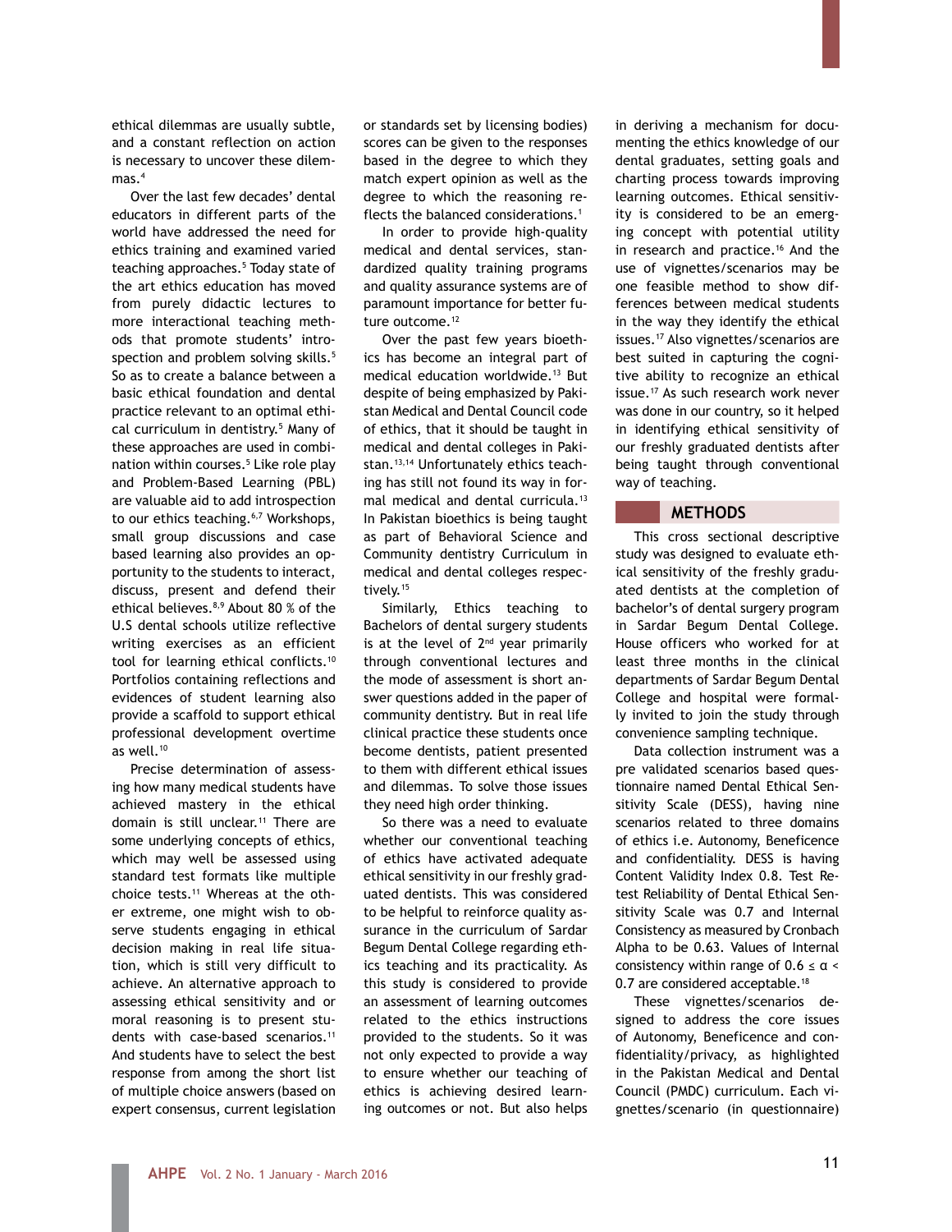ethical dilemmas are usually subtle, and a constant reflection on action is necessary to uncover these dilemmas.[4]

Over the last few decades' dental educators in different parts of the world have addressed the need for ethics training and examined varied teaching approaches.[5] Today state of the art ethics education has moved from purely didactic lectures to more interactional teaching methods that promote students' introspection and problem solving skills.[5] So as to create a balance between a basic ethical foundation and dental practice relevant to an optimal ethical curriculum in dentistry.[5] Many of these approaches are used in combination within courses.[5] Like role play and Problem-Based Learning (PBL) are valuable aid to add introspection to our ethics teaching.[6,7] Workshops, small group discussions and case based learning also provides an opportunity to the students to interact, discuss, present and defend their ethical believes.[8,9] About 80 % of the U.S dental schools utilize reflective writing exercises as an efficient tool for learning ethical conflicts.[10] Portfolios containing reflections and evidences of student learning also provide a scaffold to support ethical professional development overtime as well.[10]

Precise determination of assessing how many medical students have achieved mastery in the ethical domain is still unclear.[11] There are some underlying concepts of ethics, which may well be assessed using standard test formats like multiple choice tests.[11] Whereas at the other extreme, one might wish to observe students engaging in ethical decision making in real life situation, which is still very difficult to achieve. An alternative approach to assessing ethical sensitivity and or moral reasoning is to present students with case-based scenarios.[11] And students have to select the best response from among the short list of multiple choice answers (based on expert consensus, current legislation or standards set by licensing bodies) scores can be given to the responses based in the degree to which they match expert opinion as well as the degree to which the reasoning reflects the balanced considerations.[1]

In order to provide high-quality medical and dental services, standardized quality training programs and quality assurance systems are of paramount importance for better future outcome.[12]

Over the past few years bioethics has become an integral part of medical education worldwide.[13] But despite of being emphasized by Pakistan Medical and Dental Council code of ethics, that it should be taught in medical and dental colleges in Pakistan.[13,14] Unfortunately ethics teaching has still not found its way in formal medical and dental curricula.[13] In Pakistan bioethics is being taught as part of Behavioral Science and Community dentistry Curriculum in medical and dental colleges respectively.[15]

Similarly, Ethics teaching to Bachelors of dental surgery students is at the level of 2nd year primarily through conventional lectures and the mode of assessment is short answer questions added in the paper of community dentistry. But in real life clinical practice these students once become dentists, patient presented to them with different ethical issues and dilemmas. To solve those issues they need high order thinking.

So there was a need to evaluate whether our conventional teaching of ethics have activated adequate ethical sensitivity in our freshly graduated dentists. This was considered to be helpful to reinforce quality assurance in the curriculum of Sardar Begum Dental College regarding ethics teaching and its practicality. As this study is considered to provide an assessment of learning outcomes related to the ethics instructions provided to the students. So it was not only expected to provide a way to ensure whether our teaching of ethics is achieving desired learning outcomes or not. But also helps in deriving a mechanism for documenting the ethics knowledge of our dental graduates, setting goals and charting process towards improving learning outcomes. Ethical sensitivity is considered to be an emerging concept with potential utility in research and practice.[16] And the use of vignettes/scenarios may be one feasible method to show differences between medical students in the way they identify the ethical issues.[17] Also vignettes/scenarios are best suited in capturing the cognitive ability to recognize an ethical issue.[17] As such research work never was done in our country, so it helped in identifying ethical sensitivity of our freshly graduated dentists after being taught through conventional way of teaching.

## METHODS

This cross sectional descriptive study was designed to evaluate ethical sensitivity of the freshly graduated dentists at the completion of bachelor's of dental surgery program in Sardar Begum Dental College. House officers who worked for at least three months in the clinical departments of Sardar Begum Dental College and hospital were formally invited to join the study through convenience sampling technique.

Data collection instrument was a pre validated scenarios based questionnaire named Dental Ethical Sensitivity Scale (DESS), having nine scenarios related to three domains of ethics i.e. Autonomy, Beneficence and confidentiality. DESS is having Content Validity Index 0.8. Test Retest Reliability of Dental Ethical Sensitivity Scale was 0.7 and Internal Consistency as measured by Cronbach Alpha to be 0.63. Values of Internal consistency within range of $0.6 \le \alpha < 0.7$ are considered acceptable.[18]

These vignettes/scenarios designed to address the core issues of Autonomy, Beneficence and confidentiality/privacy, as highlighted in the Pakistan Medical and Dental Council (PMDC) curriculum. Each vignettes/scenario (in questionnaire)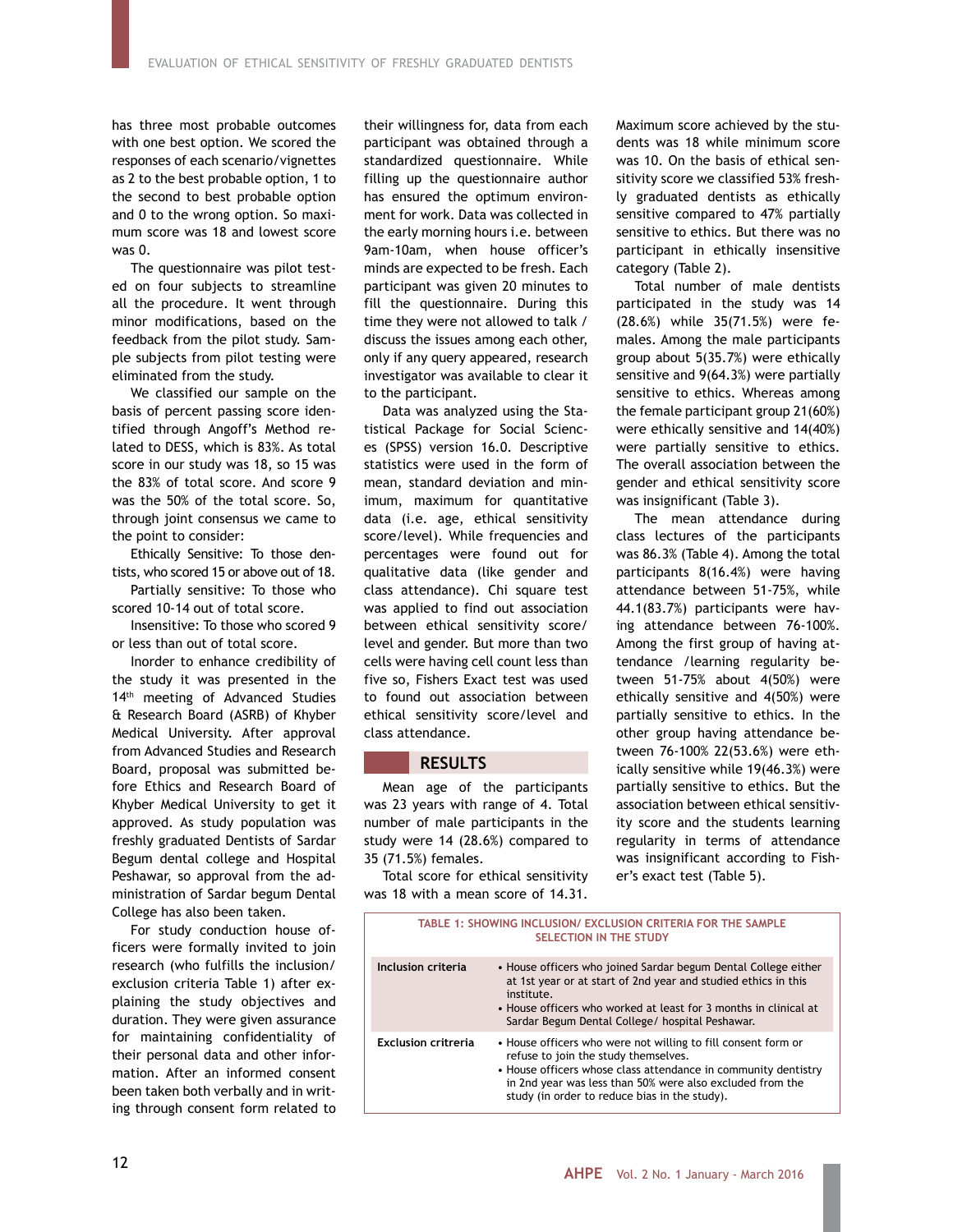has three most probable outcomes with one best option. We scored the responses of each scenario/vignettes as 2 to the best probable option, 1 to the second to best probable option and 0 to the wrong option. So maximum score was 18 and lowest score was 0.

The questionnaire was pilot tested on four subjects to streamline all the procedure. It went through minor modifications, based on the feedback from the pilot study. Sample subjects from pilot testing were eliminated from the study.

We classified our sample on the basis of percent passing score identified through Angoff's Method related to DESS, which is 83%. As total score in our study was 18, so 15 was the 83% of total score. And score 9 was the 50% of the total score. So, through joint consensus we came to the point to consider:

Ethically Sensitive: To those dentists, who scored 15 or above out of 18.

Partially sensitive: To those who scored 10-14 out of total score.

Insensitive: To those who scored 9 or less than out of total score.

Inorder to enhance credibility of the study it was presented in the 14th meeting of Advanced Studies & Research Board (ASRB) of Khyber Medical University. After approval from Advanced Studies and Research Board, proposal was submitted before Ethics and Research Board of Khyber Medical University to get it approved. As study population was freshly graduated Dentists of Sardar Begum dental college and Hospital Peshawar, so approval from the administration of Sardar begum Dental College has also been taken.

For study conduction house officers were formally invited to join research (who fulfills the inclusion/exclusion criteria Table 1) after explaining the study objectives and duration. They were given assurance for maintaining confidentiality of their personal data and other information. After an informed consent been taken both verbally and in writing through consent form related to their willingness for, data from each participant was obtained through a standardized questionnaire. While filling up the questionnaire author has ensured the optimum environment for work. Data was collected in the early morning hours i.e. between 9am-10am, when house officer's minds are expected to be fresh. Each participant was given 20 minutes to fill the questionnaire. During this time they were not allowed to talk / discuss the issues among each other, only if any query appeared, research investigator was available to clear it to the participant.

Data was analyzed using the Statistical Package for Social Sciences (SPSS) version 16.0. Descriptive statistics were used in the form of mean, standard deviation and minimum, maximum for quantitative data (i.e. age, ethical sensitivity score/level). While frequencies and percentages were found out for qualitative data (like gender and class attendance). Chi square test was applied to find out association between ethical sensitivity score/level and gender. But more than two cells were having cell count less than five so, Fishers Exact test was used to found out association between ethical sensitivity score/level and class attendance.

## RESULTS

Mean age of the participants was 23 years with range of 4. Total number of male participants in the study were 14 (28.6%) compared to 35 (71.5%) females.

Total score for ethical sensitivity was 18 with a mean score of 14.31. Maximum score achieved by the students was 18 while minimum score was 10. On the basis of ethical sensitivity score we classified 53% freshly graduated dentists as ethically sensitive compared to 47% partially sensitive to ethics. But there was no participant in ethically insensitive category (Table 2).

Total number of male dentists participated in the study was 14 (28.6%) while 35(71.5%) were females. Among the male participants group about 5(35.7%) were ethically sensitive and 9(64.3%) were partially sensitive to ethics. Whereas among the female participant group 21(60%) were ethically sensitive and 14(40%) were partially sensitive to ethics. The overall association between the gender and ethical sensitivity score was insignificant (Table 3).

The mean attendance during class lectures of the participants was 86.3% (Table 4). Among the total participants 8(16.4%) were having attendance between 51-75%, while 44.1(83.7%) participants were having attendance between 76-100%. Among the first group of having attendance /learning regularity between 51-75% about 4(50%) were ethically sensitive and 4(50%) were partially sensitive to ethics. In the other group having attendance between 76-100% 22(53.6%) were ethically sensitive while 19(46.3%) were partially sensitive to ethics. But the association between ethical sensitivity score and the students learning regularity in terms of attendance was insignificant according to Fisher's exact test (Table 5).

**TABLE 1: SHOWING INCLUSION/ EXCLUSION CRITERIA FOR THE SAMPLE SELECTION IN THE STUDY**

| | |
|---|---|
| **Inclusion criteria** | • House officers who joined Sardar begum Dental College either at 1st year or at start of 2nd year and studied ethics in this institute.<br>• House officers who worked at least for 3 months in clinical at Sardar Begum Dental College/ hospital Peshawar. |
| **Exclusion criteria** | • House officers who were not willing to fill consent form or refuse to join the study themselves.<br>• House officers whose class attendance in community dentistry in 2nd year was less than 50% were also excluded from the study (in order to reduce bias in the study). |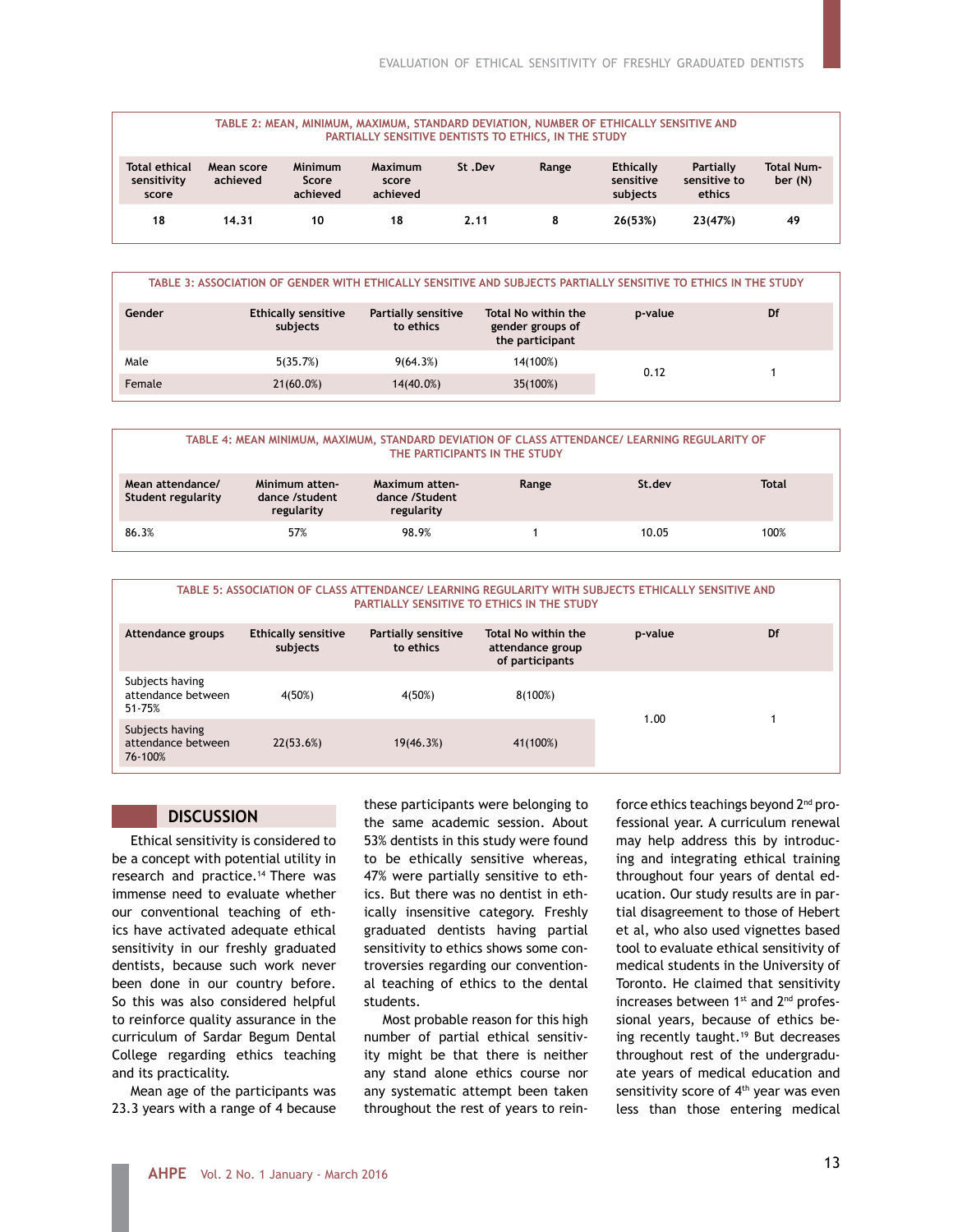TABLE 2: MEAN, MINIMUM, MAXIMUM, STANDARD DEVIATION, NUMBER OF ETHICALLY SENSITIVE AND PARTIALLY SENSITIVE DENTISTS TO ETHICS, IN THE STUDY

| Total ethical sensitivity score | Mean score achieved | Minimum Score achieved | Maximum score achieved | St .Dev | Range | Ethically sensitive subjects | Partially sensitive to ethics | Total Number (N) |
|---|---|---|---|---|---|---|---|---|
| 18 | 14.31 | 10 | 18 | 2.11 | 8 | 26(53%) | 23(47%) | 49 |

TABLE 3: ASSOCIATION OF GENDER WITH ETHICALLY SENSITIVE AND SUBJECTS PARTIALLY SENSITIVE TO ETHICS IN THE STUDY

| Gender | Ethically sensitive subjects | Partially sensitive to ethics | Total No within the gender groups of the participant | p-value | Df |
|---|---|---|---|---|---|
| Male | 5(35.7%) | 9(64.3%) | 14(100%) | 0.12 | 1 |
| Female | 21(60.0%) | 14(40.0%) | 35(100%) | | |

TABLE 4: MEAN MINIMUM, MAXIMUM, STANDARD DEVIATION OF CLASS ATTENDANCE/ LEARNING REGULARITY OF THE PARTICIPANTS IN THE STUDY

| Mean attendance/ Student regularity | Minimum attendance /student regularity | Maximum attendance /Student regularity | Range | St.dev | Total |
|---|---|---|---|---|---|
| 86.3% | 57% | 98.9% | 1 | 10.05 | 100% |

TABLE 5: ASSOCIATION OF CLASS ATTENDANCE/ LEARNING REGULARITY WITH SUBJECTS ETHICALLY SENSITIVE AND PARTIALLY SENSITIVE TO ETHICS IN THE STUDY

| Attendance groups | Ethically sensitive subjects | Partially sensitive to ethics | Total No within the attendance group of participants | p-value | Df |
|---|---|---|---|---|---|
| Subjects having attendance between 51-75% | 4(50%) | 4(50%) | 8(100%) | 1.00 | 1 |
| Subjects having attendance between 76-100% | 22(53.6%) | 19(46.3%) | 41(100%) | | |

## DISCUSSION

Ethical sensitivity is considered to be a concept with potential utility in research and practice.[14] There was immense need to evaluate whether our conventional teaching of ethics have activated adequate ethical sensitivity in our freshly graduated dentists, because such work never been done in our country before. So this was also considered helpful to reinforce quality assurance in the curriculum of Sardar Begum Dental College regarding ethics teaching and its practicality.

Mean age of the participants was 23.3 years with a range of 4 because these participants were belonging to the same academic session. About 53% dentists in this study were found to be ethically sensitive whereas, 47% were partially sensitive to ethics. But there was no dentist in ethically insensitive category. Freshly graduated dentists having partial sensitivity to ethics shows some controversies regarding our conventional teaching of ethics to the dental students.

Most probable reason for this high number of partial ethical sensitivity might be that there is neither any stand alone ethics course nor any systematic attempt been taken throughout the rest of years to reinforce ethics teachings beyond 2nd professional year. A curriculum renewal may help address this by introducing and integrating ethical training throughout four years of dental education. Our study results are in partial disagreement to those of Hebert et al, who also used vignettes based tool to evaluate ethical sensitivity of medical students in the University of Toronto. He claimed that sensitivity increases between 1st and 2nd professional years, because of ethics being recently taught.[19] But decreases throughout rest of the undergraduate years of medical education and sensitivity score of 4th year was even less than those entering medical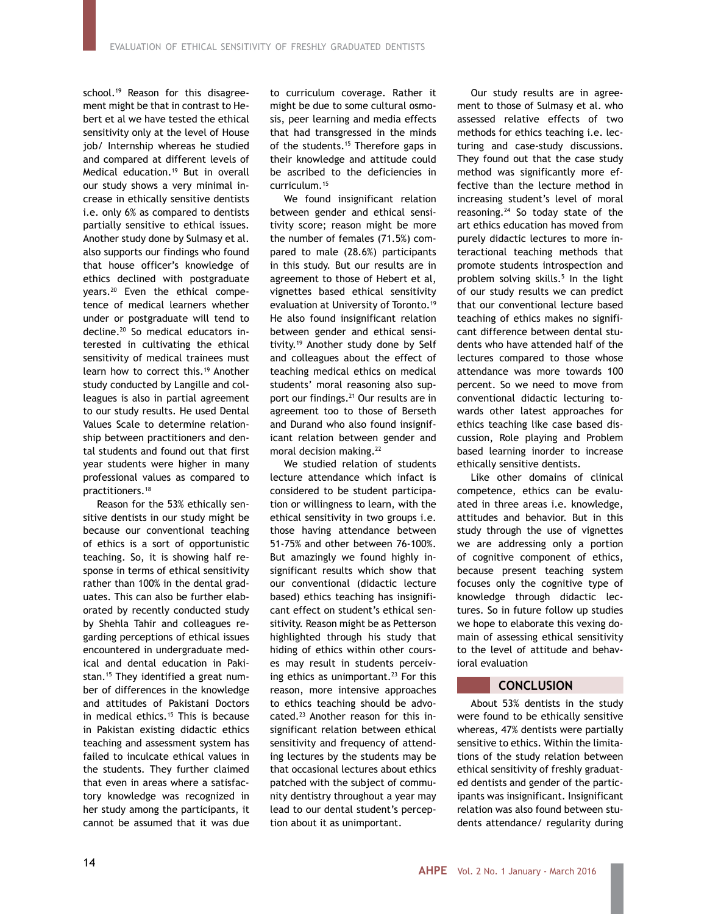school.[19] Reason for this disagreement might be that in contrast to Hebert et al we have tested the ethical sensitivity only at the level of House job/ Internship whereas he studied and compared at different levels of Medical education.[19] But in overall our study shows a very minimal increase in ethically sensitive dentists i.e. only 6% as compared to dentists partially sensitive to ethical issues. Another study done by Sulmasy et al. also supports our findings who found that house officer's knowledge of ethics declined with postgraduate years.[20] Even the ethical competence of medical learners whether under or postgraduate will tend to decline.[20] So medical educators interested in cultivating the ethical sensitivity of medical trainees must learn how to correct this.[19] Another study conducted by Langille and colleagues is also in partial agreement to our study results. He used Dental Values Scale to determine relationship between practitioners and dental students and found out that first year students were higher in many professional values as compared to practitioners.[18]

Reason for the 53% ethically sensitive dentists in our study might be because our conventional teaching of ethics is a sort of opportunistic teaching. So, it is showing half response in terms of ethical sensitivity rather than 100% in the dental graduates. This can also be further elaborated by recently conducted study by Shehla Tahir and colleagues regarding perceptions of ethical issues encountered in undergraduate medical and dental education in Pakistan.[15] They identified a great number of differences in the knowledge and attitudes of Pakistani Doctors in medical ethics.[15] This is because in Pakistan existing didactic ethics teaching and assessment system has failed to inculcate ethical values in the students. They further claimed that even in areas where a satisfactory knowledge was recognized in her study among the participants, it cannot be assumed that it was due to curriculum coverage. Rather it might be due to some cultural osmosis, peer learning and media effects that had transgressed in the minds of the students.[15] Therefore gaps in their knowledge and attitude could be ascribed to the deficiencies in curriculum.[15]

We found insignificant relation between gender and ethical sensitivity score; reason might be more the number of females (71.5%) compared to male (28.6%) participants in this study. But our results are in agreement to those of Hebert et al, vignettes based ethical sensitivity evaluation at University of Toronto.[19] He also found insignificant relation between gender and ethical sensitivity.[19] Another study done by Self and colleagues about the effect of teaching medical ethics on medical students' moral reasoning also support our findings.[21] Our results are in agreement too to those of Berseth and Durand who also found insignificant relation between gender and moral decision making.[22]

We studied relation of students lecture attendance which infact is considered to be student participation or willingness to learn, with the ethical sensitivity in two groups i.e. those having attendance between 51-75% and other between 76-100%. But amazingly we found highly insignificant results which show that our conventional (didactic lecture based) ethics teaching has insignificant effect on student's ethical sensitivity. Reason might be as Petterson highlighted through his study that hiding of ethics within other courses may result in students perceiving ethics as unimportant.[23] For this reason, more intensive approaches to ethics teaching should be advocated.[23] Another reason for this insignificant relation between ethical sensitivity and frequency of attending lectures by the students may be that occasional lectures about ethics patched with the subject of community dentistry throughout a year may lead to our dental student's perception about it as unimportant.

Our study results are in agreement to those of Sulmasy et al. who assessed relative effects of two methods for ethics teaching i.e. lecturing and case-study discussions. They found out that the case study method was significantly more effective than the lecture method in increasing student's level of moral reasoning.[24] So today state of the art ethics education has moved from purely didactic lectures to more interactional teaching methods that promote students introspection and problem solving skills.[5] In the light of our study results we can predict that our conventional lecture based teaching of ethics makes no significant difference between dental students who have attended half of the lectures compared to those whose attendance was more towards 100 percent. So we need to move from conventional didactic lecturing towards other latest approaches for ethics teaching like case based discussion, Role playing and Problem based learning inorder to increase ethically sensitive dentists.

Like other domains of clinical competence, ethics can be evaluated in three areas i.e. knowledge, attitudes and behavior. But in this study through the use of vignettes we are addressing only a portion of cognitive component of ethics, because present teaching system focuses only the cognitive type of knowledge through didactic lectures. So in future follow up studies we hope to elaborate this vexing domain of assessing ethical sensitivity to the level of attitude and behavioral evaluation

## CONCLUSION

About 53% dentists in the study were found to be ethically sensitive whereas, 47% dentists were partially sensitive to ethics. Within the limitations of the study relation between ethical sensitivity of freshly graduated dentists and gender of the participants was insignificant. Insignificant relation was also found between students attendance/ regularity during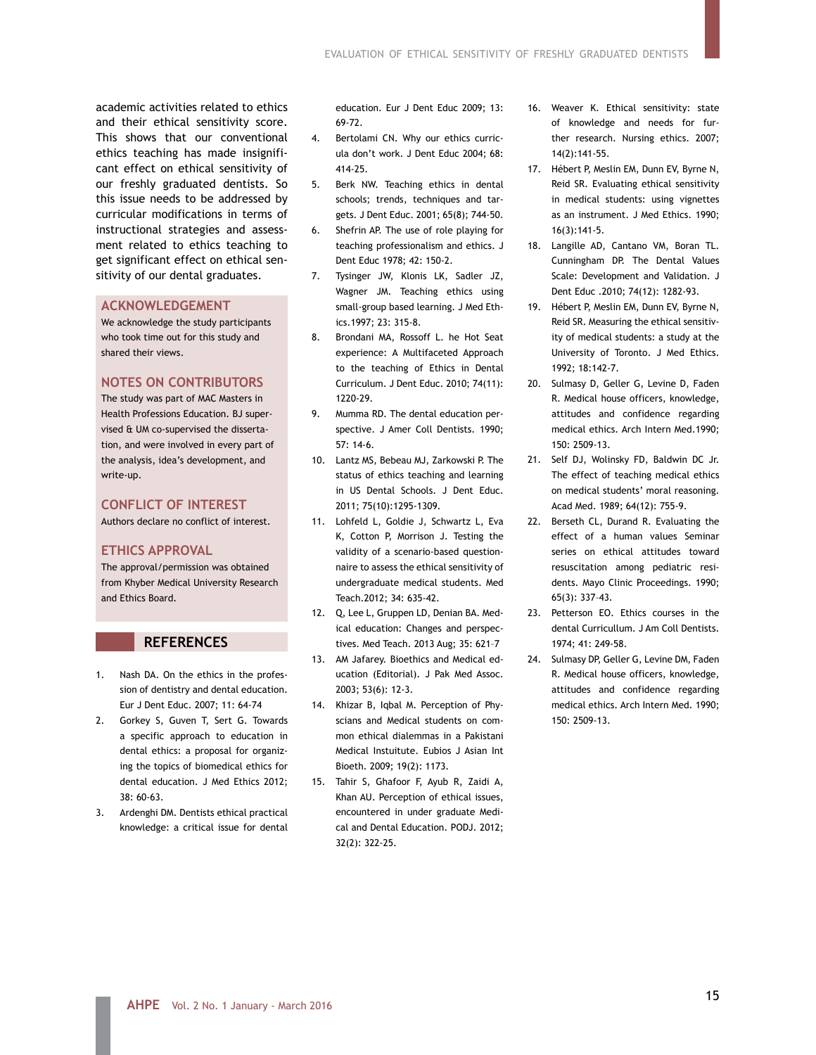academic activities related to ethics and their ethical sensitivity score. This shows that our conventional ethics teaching has made insignificant effect on ethical sensitivity of our freshly graduated dentists. So this issue needs to be addressed by curricular modifications in terms of instructional strategies and assessment related to ethics teaching to get significant effect on ethical sensitivity of our dental graduates.

## ACKNOWLEDGEMENT

We acknowledge the study participants who took time out for this study and shared their views.

## NOTES ON CONTRIBUTORS

The study was part of MAC Masters in Health Professions Education. BJ supervised & UM co-supervised the dissertation, and were involved in every part of the analysis, idea's development, and write-up.

## CONFLICT OF INTEREST

Authors declare no conflict of interest.

## ETHICS APPROVAL

The approval/permission was obtained from Khyber Medical University Research and Ethics Board.

## REFERENCES

1. Nash DA. On the ethics in the profession of dentistry and dental education. Eur J Dent Educ. 2007; 11: 64-74
2. Gorkey S, Guven T, Sert G. Towards a specific approach to education in dental ethics: a proposal for organizing the topics of biomedical ethics for dental education. J Med Ethics 2012; 38: 60-63.
3. Ardenghi DM. Dentists ethical practical knowledge: a critical issue for dental education. Eur J Dent Educ 2009; 13: 69-72.
4. Bertolami CN. Why our ethics curricula don't work. J Dent Educ 2004; 68: 414-25.
5. Berk NW. Teaching ethics in dental schools; trends, techniques and targets. J Dent Educ. 2001; 65(8); 744-50.
6. Shefrin AP. The use of role playing for teaching professionalism and ethics. J Dent Educ 1978; 42: 150-2.
7. Tysinger JW, Klonis LK, Sadler JZ, Wagner JM. Teaching ethics using small-group based learning. J Med Ethics.1997; 23: 315-8.
8. Brondani MA, Rossoff L. he Hot Seat experience: A Multifaceted Approach to the teaching of Ethics in Dental Curriculum. J Dent Educ. 2010; 74(11): 1220-29.
9. Mumma RD. The dental education perspective. J Amer Coll Dentists. 1990; 57: 14-6.
10. Lantz MS, Bebeau MJ, Zarkowski P. The status of ethics teaching and learning in US Dental Schools. J Dent Educ. 2011; 75(10):1295-1309.
11. Lohfeld L, Goldie J, Schwartz L, Eva K, Cotton P, Morrison J. Testing the validity of a scenario-based questionnaire to assess the ethical sensitivity of undergraduate medical students. Med Teach.2012; 34: 635-42.
12. Q, Lee L, Gruppen LD, Denian BA. Medical education: Changes and perspectives. Med Teach. 2013 Aug; 35: 621-7
13. AM Jafarey. Bioethics and Medical education (Editorial). J Pak Med Assoc. 2003; 53(6): 12-3.
14. Khizar B, Iqbal M. Perception of Physcians and Medical students on common ethical dialemmas in a Pakistani Medical Insituite. Eubios J Asian Int Bioeth. 2009; 19(2): 1173.
15. Tahir S, Ghafoor F, Ayub R, Zaidi A, Khan AU. Perception of ethical issues, encountered in under graduate Medical and Dental Education. PODJ. 2012; 32(2): 322-25.
16. Weaver K. Ethical sensitivity: state of knowledge and needs for further research. Nursing ethics. 2007; 14(2):141-55.
17. Hébert P, Meslin EM, Dunn EV, Byrne N, Reid SR. Evaluating ethical sensitivity in medical students: using vignettes as an instrument. J Med Ethics. 1990; 16(3):141-5.
18. Langille AD, Cantano VM, Boran TL. Cunningham DP. The Dental Values Scale: Development and Validation. J Dent Educ .2010; 74(12): 1282-93.
19. Hébert P, Meslin EM, Dunn EV, Byrne N, Reid SR. Measuring the ethical sensitivity of medical students: a study at the University of Toronto. J Med Ethics. 1992; 18:142-7.
20. Sulmasy D, Geller G, Levine D, Faden R. Medical house officers, knowledge, attitudes and confidence regarding medical ethics. Arch Intern Med.1990; 150: 2509-13.
21. Self DJ, Wolinsky FD, Baldwin DC Jr. The effect of teaching medical ethics on medical students' moral reasoning. Acad Med. 1989; 64(12): 755-9.
22. Berseth CL, Durand R. Evaluating the effect of a human values Seminar series on ethical attitudes toward resuscitation among pediatric residents. Mayo Clinic Proceedings. 1990; 65(3): 337-43.
23. Petterson EO. Ethics courses in the dental Curricullum. J Am Coll Dentists. 1974; 41: 249-58.
24. Sulmasy DP, Geller G, Levine DM, Faden R. Medical house officers, knowledge, attitudes and confidence regarding medical ethics. Arch Intern Med. 1990; 150: 2509-13.